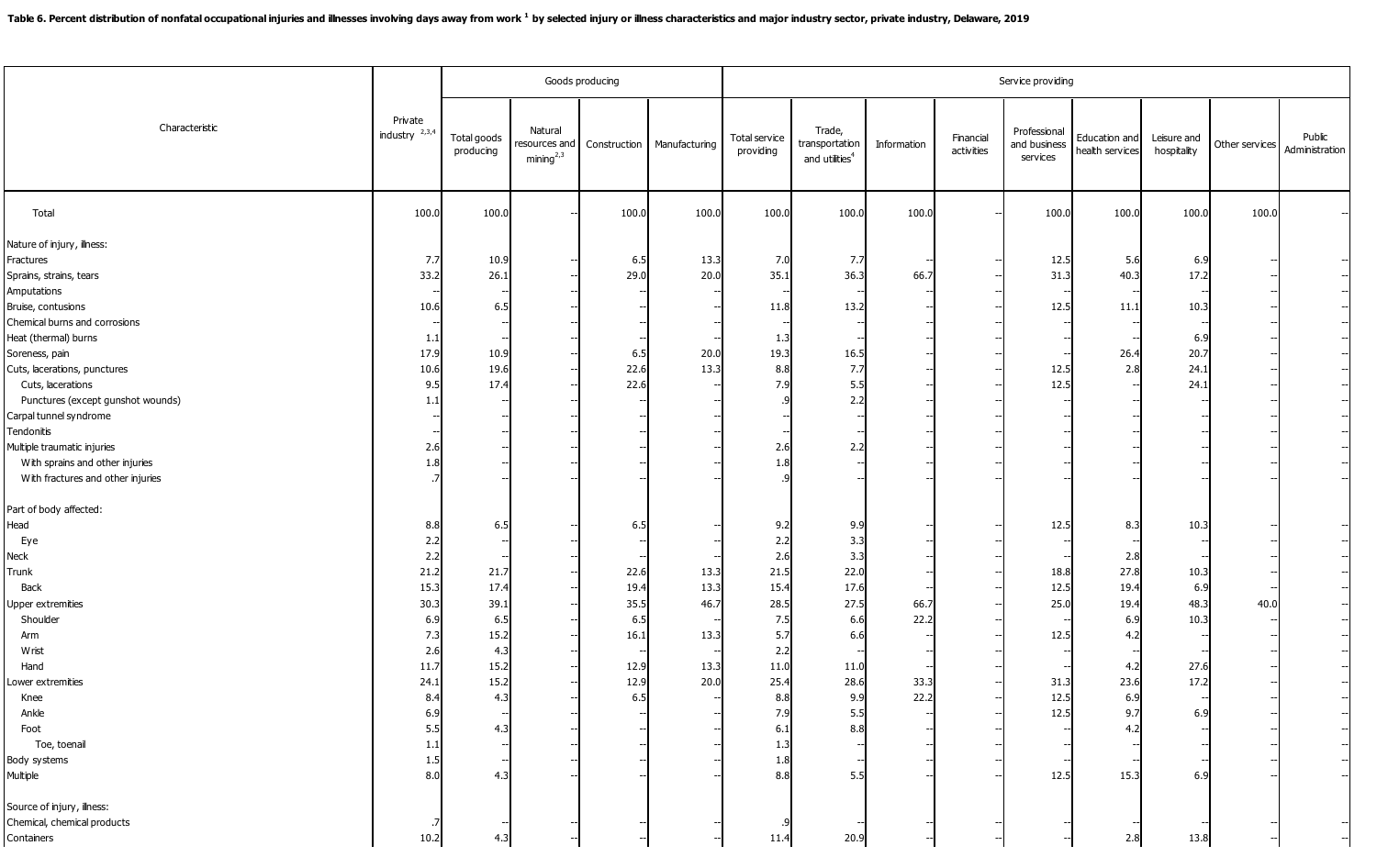**Table 6. Percent distribution of nonfatal occupational injuries and illnesses involving days away from work [1] by selected injury or illness characteristics and major industry sector, private industry, Delaware, 2019**

| Characteristic | Private industry [2,3,4] | Goods producing | | | | Service providing | | | | | | | | |
|---|---|---|---|---|---|---|---|---|---|---|---|---|---|---|
| | | Total goods producing | Natural resources and mining [2,3] | Construction | Manufacturing | Total service providing | Trade, transportation and utilities [4] | Information | Financial activities | Professional and business services | Education and health services | Leisure and hospitality | Other services | Public Administration |
| Total | 100.0 | 100.0 | -- | 100.0 | 100.0 | 100.0 | 100.0 | 100.0 | -- | 100.0 | 100.0 | 100.0 | 100.0 | -- |
| Nature of injury, illness: | | | | | | | | | | | | | | |
| Fractures | 7.7 | 10.9 | -- | 6.5 | 13.3 | 7.0 | 7.7 | -- | -- | 12.5 | 5.6 | 6.9 | -- | -- |
| Sprains, strains, tears | 33.2 | 26.1 | -- | 29.0 | 20.0 | 35.1 | 36.3 | 66.7 | -- | 31.3 | 40.3 | 17.2 | -- | -- |
| Amputations | -- | -- | -- | -- | -- | -- | -- | -- | -- | -- | -- | -- | -- | -- |
| Bruise, contusions | 10.6 | 6.5 | -- | -- | -- | 11.8 | 13.2 | -- | -- | 12.5 | 11.1 | 10.3 | -- | -- |
| Chemical burns and corrosions | -- | -- | -- | -- | -- | -- | -- | -- | -- | -- | -- | -- | -- | -- |
| Heat (thermal) burns | 1.1 | -- | -- | -- | -- | 1.3 | -- | -- | -- | -- | -- | 6.9 | -- | -- |
| Soreness, pain | 17.9 | 10.9 | -- | 6.5 | 20.0 | 19.3 | 16.5 | -- | -- | -- | 26.4 | 20.7 | -- | -- |
| Cuts, lacerations, punctures | 10.6 | 19.6 | -- | 22.6 | 13.3 | 8.8 | 7.7 | -- | -- | 12.5 | 2.8 | 24.1 | -- | -- |
| Cuts, lacerations | 9.5 | 17.4 | -- | 22.6 | -- | 7.9 | 5.5 | -- | -- | 12.5 | -- | 24.1 | -- | -- |
| Punctures (except gunshot wounds) | 1.1 | -- | -- | -- | -- | .9 | 2.2 | -- | -- | -- | -- | -- | -- | -- |
| Carpal tunnel syndrome | -- | -- | -- | -- | -- | -- | -- | -- | -- | -- | -- | -- | -- | -- |
| Tendonitis | -- | -- | -- | -- | -- | -- | -- | -- | -- | -- | -- | -- | -- | -- |
| Multiple traumatic injuries | 2.6 | -- | -- | -- | -- | 2.6 | 2.2 | -- | -- | -- | -- | -- | -- | -- |
| With sprains and other injuries | 1.8 | -- | -- | -- | -- | 1.8 | -- | -- | -- | -- | -- | -- | -- | -- |
| With fractures and other injuries | .7 | -- | -- | -- | -- | .9 | -- | -- | -- | -- | -- | -- | -- | -- |
| Part of body affected: | | | | | | | | | | | | | | |
| Head | 8.8 | 6.5 | -- | 6.5 | -- | 9.2 | 9.9 | -- | -- | 12.5 | 8.3 | 10.3 | -- | -- |
| Eye | 2.2 | -- | -- | -- | -- | 2.2 | 3.3 | -- | -- | -- | -- | -- | -- | -- |
| Neck | 2.2 | -- | -- | -- | -- | 2.6 | 3.3 | -- | -- | -- | 2.8 | -- | -- | -- |
| Trunk | 21.2 | 21.7 | -- | 22.6 | 13.3 | 21.5 | 22.0 | -- | -- | 18.8 | 27.8 | 10.3 | -- | -- |
| Back | 15.3 | 17.4 | -- | 19.4 | 13.3 | 15.4 | 17.6 | -- | -- | 12.5 | 19.4 | 6.9 | -- | -- |
| Upper extremities | 30.3 | 39.1 | -- | 35.5 | 46.7 | 28.5 | 27.5 | 66.7 | -- | 25.0 | 19.4 | 48.3 | 40.0 | -- |
| Shoulder | 6.9 | 6.5 | -- | 6.5 | -- | 7.5 | 6.6 | 22.2 | -- | -- | 6.9 | 10.3 | -- | -- |
| Arm | 7.3 | 15.2 | -- | 16.1 | 13.3 | 5.7 | 6.6 | -- | -- | 12.5 | 4.2 | -- | -- | -- |
| Wrist | 2.6 | 4.3 | -- | -- | -- | 2.2 | -- | -- | -- | -- | -- | -- | -- | -- |
| Hand | 11.7 | 15.2 | -- | 12.9 | 13.3 | 11.0 | 11.0 | -- | -- | -- | 4.2 | 27.6 | -- | -- |
| Lower extremities | 24.1 | 15.2 | -- | 12.9 | 20.0 | 25.4 | 28.6 | 33.3 | -- | 31.3 | 23.6 | 17.2 | -- | -- |
| Knee | 8.4 | 4.3 | -- | 6.5 | -- | 8.8 | 9.9 | 22.2 | -- | 12.5 | 6.9 | -- | -- | -- |
| Ankle | 6.9 | -- | -- | -- | -- | 7.9 | 5.5 | -- | -- | 12.5 | 9.7 | 6.9 | -- | -- |
| Foot | 5.5 | 4.3 | -- | -- | -- | 6.1 | 8.8 | -- | -- | -- | 4.2 | -- | -- | -- |
| Toe, toenail | 1.1 | -- | -- | -- | -- | 1.3 | -- | -- | -- | -- | -- | -- | -- | -- |
| Body systems | 1.5 | -- | -- | -- | -- | 1.8 | -- | -- | -- | -- | -- | -- | -- | -- |
| Multiple | 8.0 | 4.3 | -- | -- | -- | 8.8 | 5.5 | -- | -- | 12.5 | 15.3 | 6.9 | -- | -- |
| Source of injury, illness: | | | | | | | | | | | | | | |
| Chemical, chemical products | .7 | -- | -- | -- | -- | .9 | -- | -- | -- | -- | -- | -- | -- | -- |
| Containers | 10.2 | 4.3 | -- | -- | -- | 11.4 | 20.9 | -- | -- | -- | 2.8 | 13.8 | -- | -- |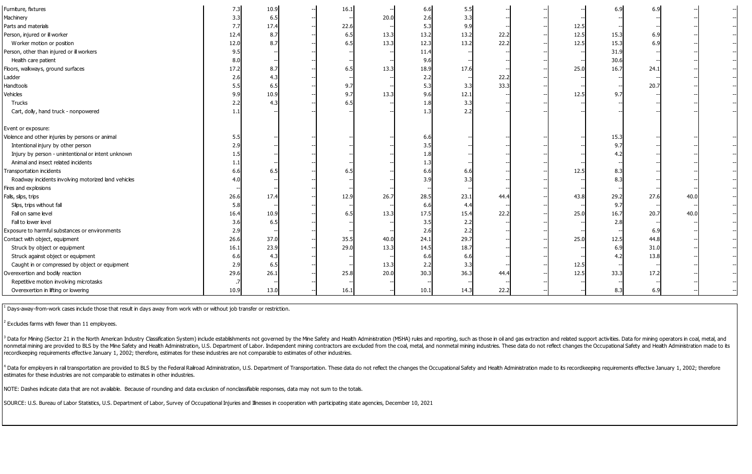| | | | | | | | | | | | | | | |
|---|---|---|---|---|---|---|---|---|---|---|---|---|---|---|
| Furniture, fixtures | 7.3 | 10.9 | -- | 16.1 | -- | 6.6 | 5.5 | -- | -- | -- | 6.9 | 6.9 | -- | -- |
| Machinery | 3.3 | 6.5 | -- | -- | 20.0 | 2.6 | 3.3 | -- | -- | -- | -- | -- | -- | -- |
| Parts and materials | 7.7 | 17.4 | -- | 22.6 | -- | 5.3 | 9.9 | -- | -- | 12.5 | -- | -- | -- | -- |
| Person, injured or ill worker | 12.4 | 8.7 | -- | 6.5 | 13.3 | 13.2 | 13.2 | 22.2 | -- | 12.5 | 15.3 | 6.9 | -- | -- |
| Worker motion or position | 12.0 | 8.7 | -- | 6.5 | 13.3 | 12.3 | 13.2 | 22.2 | -- | 12.5 | 15.3 | 6.9 | -- | -- |
| Person, other than injured or ill workers | 9.5 | -- | -- | -- | -- | 11.4 | -- | -- | -- | -- | 31.9 | -- | -- | -- |
| Health care patient | 8.0 | -- | -- | -- | -- | 9.6 | -- | -- | -- | -- | 30.6 | -- | -- | -- |
| Floors, walkways, ground surfaces | 17.2 | 8.7 | -- | 6.5 | 13.3 | 18.9 | 17.6 | -- | -- | 25.0 | 16.7 | 24.1 | -- | -- |
| Ladder | 2.6 | 4.3 | -- | -- | -- | 2.2 | -- | 22.2 | -- | -- | -- | -- | -- | -- |
| Handtools | 5.5 | 6.5 | -- | 9.7 | -- | 5.3 | 3.3 | 33.3 | -- | -- | -- | 20.7 | -- | -- |
| Vehicles | 9.9 | 10.9 | -- | 9.7 | 13.3 | 9.6 | 12.1 | -- | -- | 12.5 | 9.7 | -- | -- | -- |
| Trucks | 2.2 | 4.3 | -- | 6.5 | -- | 1.8 | 3.3 | -- | -- | -- | -- | -- | -- | -- |
| Cart, dolly, hand truck - nonpowered | 1.1 | -- | -- | -- | -- | 1.3 | 2.2 | -- | -- | -- | -- | -- | -- | -- |
| | | | | | | | | | | | | | | |
| Event or exposure: | | | | | | | | | | | | | | |
| Violence and other injuries by persons or animal | 5.5 | -- | -- | -- | -- | 6.6 | -- | -- | -- | -- | 15.3 | -- | -- | -- |
| Intentional injury by other person | 2.9 | -- | -- | -- | -- | 3.5 | -- | -- | -- | -- | 9.7 | -- | -- | -- |
| Injury by person - unintentional or intent unknown | 1.5 | -- | -- | -- | -- | 1.8 | -- | -- | -- | -- | 4.2 | -- | -- | -- |
| Animal and insect related incidents | 1.1 | -- | -- | -- | -- | 1.3 | -- | -- | -- | -- | -- | -- | -- | -- |
| Transportation incidents | 6.6 | 6.5 | -- | 6.5 | -- | 6.6 | 6.6 | -- | -- | 12.5 | 8.3 | -- | -- | -- |
| Roadway incidents involving motorized land vehicles | 4.0 | -- | -- | -- | -- | 3.9 | 3.3 | -- | -- | -- | 8.3 | -- | -- | -- |
| Fires and explosions | -- | -- | -- | -- | -- | -- | -- | -- | -- | -- | -- | -- | -- | -- |
| Falls, slips, trips | 26.6 | 17.4 | -- | 12.9 | 26.7 | 28.5 | 23.1 | 44.4 | -- | 43.8 | 29.2 | 27.6 | 40.0 | -- |
| Slips, trips without fall | 5.8 | -- | -- | -- | -- | 6.6 | 4.4 | -- | -- | -- | 9.7 | -- | -- | -- |
| Fall on same level | 16.4 | 10.9 | -- | 6.5 | 13.3 | 17.5 | 15.4 | 22.2 | -- | 25.0 | 16.7 | 20.7 | 40.0 | -- |
| Fall to lower level | 3.6 | 6.5 | -- | -- | -- | 3.5 | 2.2 | -- | -- | -- | 2.8 | -- | -- | -- |
| Exposure to harmful substances or environments | 2.9 | -- | -- | -- | -- | 2.6 | 2.2 | -- | -- | -- | -- | 6.9 | -- | -- |
| Contact with object, equipment | 26.6 | 37.0 | -- | 35.5 | 40.0 | 24.1 | 29.7 | -- | -- | 25.0 | 12.5 | 44.8 | -- | -- |
| Struck by object or equipment | 16.1 | 23.9 | -- | 29.0 | 13.3 | 14.5 | 18.7 | -- | -- | -- | 6.9 | 31.0 | -- | -- |
| Struck against object or equipment | 6.6 | 4.3 | -- | -- | -- | 6.6 | 6.6 | -- | -- | -- | 4.2 | 13.8 | -- | -- |
| Caught in or compressed by object or equipment | 2.9 | 6.5 | -- | -- | 13.3 | 2.2 | 3.3 | -- | -- | 12.5 | -- | -- | -- | -- |
| Overexertion and bodily reaction | 29.6 | 26.1 | -- | 25.8 | 20.0 | 30.3 | 36.3 | 44.4 | -- | 12.5 | 33.3 | 17.2 | -- | -- |
| Repetitive motion involving microtasks | .7 | -- | -- | -- | -- | -- | -- | -- | -- | -- | -- | -- | -- | -- |
| Overexertion in lifting or lowering | 10.9 | 13.0 | -- | 16.1 | -- | 10.1 | 14.3 | 22.2 | -- | -- | 8.3 | 6.9 | -- | -- |

[1] Days-away-from-work cases include those that result in days away from work with or without job transfer or restriction.

[2] Excludes farms with fewer than 11 employees.

[3] Data for Mining (Sector 21 in the North American Industry Classification System) include establishments not governed by the Mine Safety and Health Administration (MSHA) rules and reporting, such as those in oil and gas extraction and related support activities. Data for mining operators in coal, metal, and nonmetal mining are provided to BLS by the Mine Safety and Health Administration, U.S. Department of Labor. Independent mining contractors are excluded from the coal, metal, and nonmetal mining industries. These data do not reflect changes the Occupational Safety and Health Administration made to its recordkeeping requirements effective January 1, 2002; therefore, estimates for these industries are not comparable to estimates of other industries.

[4] Data for employers in rail transportation are provided to BLS by the Federal Railroad Administration, U.S. Department of Transportation. These data do not reflect the changes the Occupational Safety and Health Administration made to its recordkeeping requirements effective January 1, 2002; therefore estimates for these industries are not comparable to estimates in other industries.

NOTE: Dashes indicate data that are not available. Because of rounding and data exclusion of nonclassifiable responses, data may not sum to the totals.

SOURCE: U.S. Bureau of Labor Statistics, U.S. Department of Labor, Survey of Occupational Injuries and Illnesses in cooperation with participating state agencies, December 10, 2021